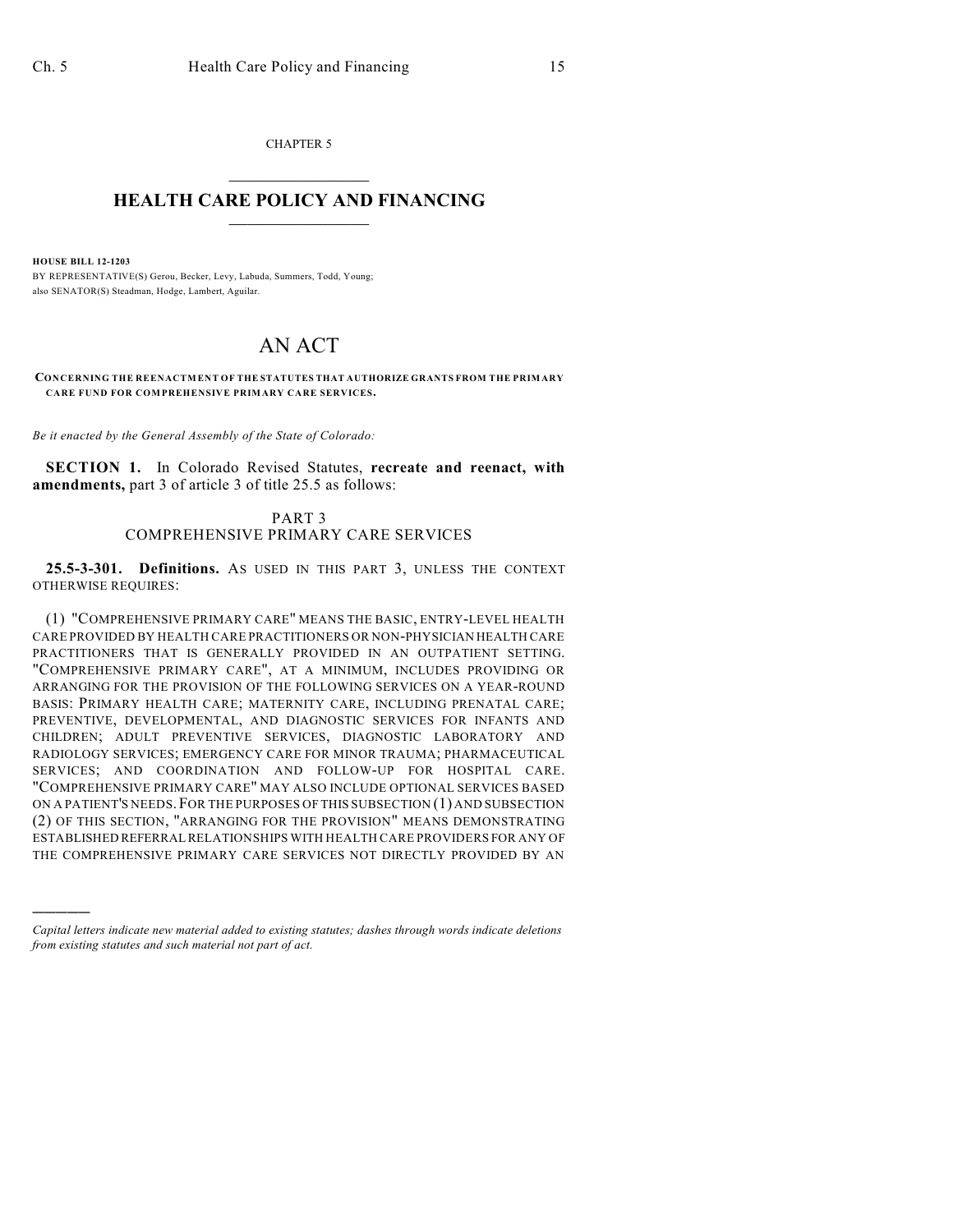CHAPTER 5

# HEALTH CARE POLICY AND FINANCING

**HOUSE BILL 12-1203**

BY REPRESENTATIVE(S) Gerou, Becker, Levy, Labuda, Summers, Todd, Young; also SENATOR(S) Steadman, Hodge, Lambert, Aguilar.

# AN ACT

**CONCERNING THE REENACTMENT OF THE STATUTES THAT AUTHORIZE GRANTS FROM THE PRIMARY CARE FUND FOR COMPREHENSIVE PRIMARY CARE SERVICES.**

*Be it enacted by the General Assembly of the State of Colorado:*

**SECTION 1.** In Colorado Revised Statutes, **recreate and reenact, with amendments,** part 3 of article 3 of title 25.5 as follows:

## PART 3
## COMPREHENSIVE PRIMARY CARE SERVICES

**25.5-3-301. Definitions.** AS USED IN THIS PART 3, UNLESS THE CONTEXT OTHERWISE REQUIRES:

(1) "COMPREHENSIVE PRIMARY CARE" MEANS THE BASIC, ENTRY-LEVEL HEALTH CARE PROVIDED BY HEALTH CARE PRACTITIONERS OR NON-PHYSICIAN HEALTH CARE PRACTITIONERS THAT IS GENERALLY PROVIDED IN AN OUTPATIENT SETTING. "COMPREHENSIVE PRIMARY CARE", AT A MINIMUM, INCLUDES PROVIDING OR ARRANGING FOR THE PROVISION OF THE FOLLOWING SERVICES ON A YEAR-ROUND BASIS: PRIMARY HEALTH CARE; MATERNITY CARE, INCLUDING PRENATAL CARE; PREVENTIVE, DEVELOPMENTAL, AND DIAGNOSTIC SERVICES FOR INFANTS AND CHILDREN; ADULT PREVENTIVE SERVICES, DIAGNOSTIC LABORATORY AND RADIOLOGY SERVICES; EMERGENCY CARE FOR MINOR TRAUMA; PHARMACEUTICAL SERVICES; AND COORDINATION AND FOLLOW-UP FOR HOSPITAL CARE. "COMPREHENSIVE PRIMARY CARE" MAY ALSO INCLUDE OPTIONAL SERVICES BASED ON A PATIENT'S NEEDS. FOR THE PURPOSES OF THIS SUBSECTION (1) AND SUBSECTION (2) OF THIS SECTION, "ARRANGING FOR THE PROVISION" MEANS DEMONSTRATING ESTABLISHED REFERRAL RELATIONSHIPS WITH HEALTH CARE PROVIDERS FOR ANY OF THE COMPREHENSIVE PRIMARY CARE SERVICES NOT DIRECTLY PROVIDED BY AN

---

*Capital letters indicate new material added to existing statutes; dashes through words indicate deletions from existing statutes and such material not part of act.*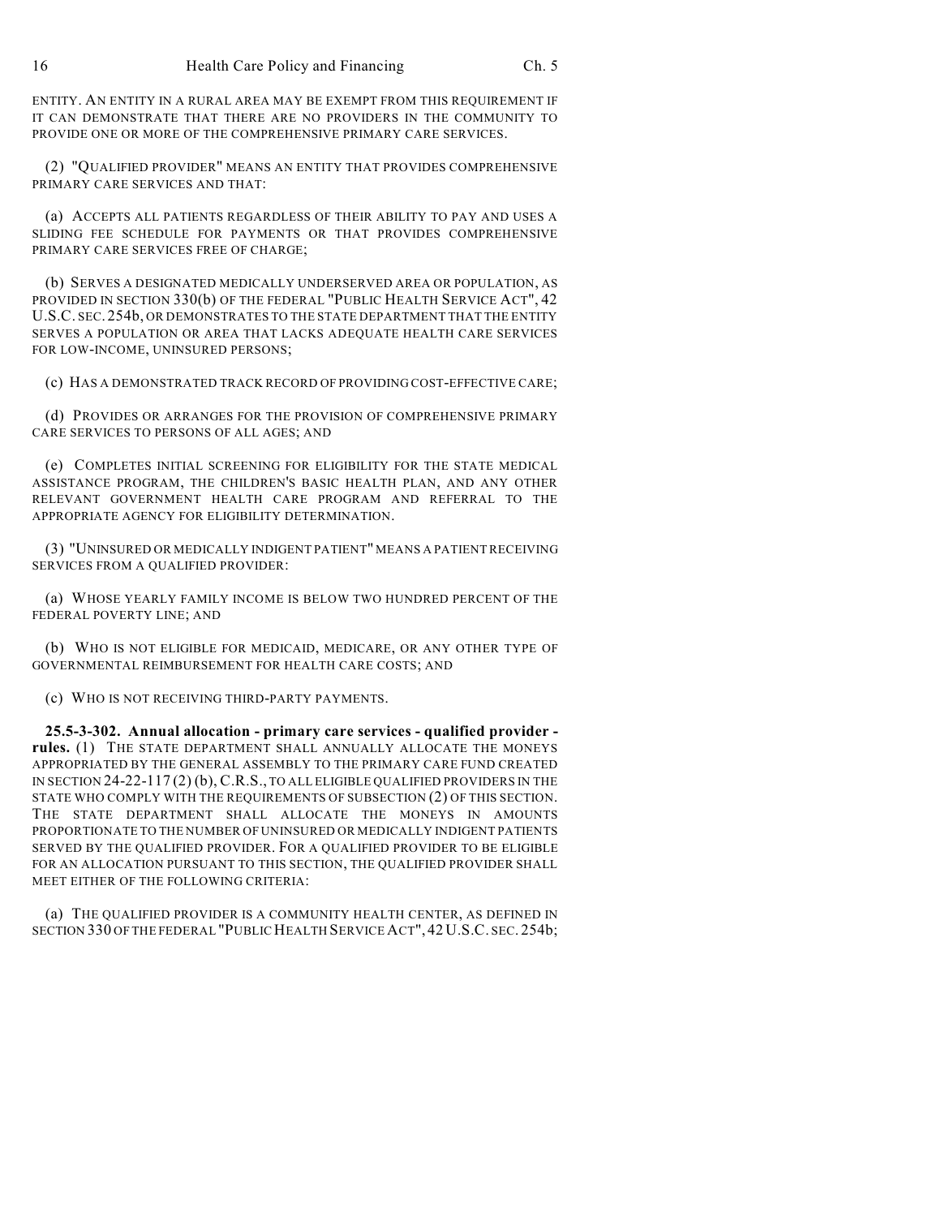ENTITY. AN ENTITY IN A RURAL AREA MAY BE EXEMPT FROM THIS REQUIREMENT IF IT CAN DEMONSTRATE THAT THERE ARE NO PROVIDERS IN THE COMMUNITY TO PROVIDE ONE OR MORE OF THE COMPREHENSIVE PRIMARY CARE SERVICES.

(2) "QUALIFIED PROVIDER" MEANS AN ENTITY THAT PROVIDES COMPREHENSIVE PRIMARY CARE SERVICES AND THAT:

(a) ACCEPTS ALL PATIENTS REGARDLESS OF THEIR ABILITY TO PAY AND USES A SLIDING FEE SCHEDULE FOR PAYMENTS OR THAT PROVIDES COMPREHENSIVE PRIMARY CARE SERVICES FREE OF CHARGE;

(b) SERVES A DESIGNATED MEDICALLY UNDERSERVED AREA OR POPULATION, AS PROVIDED IN SECTION 330(b) OF THE FEDERAL "PUBLIC HEALTH SERVICE ACT", 42 U.S.C. SEC. 254b, OR DEMONSTRATES TO THE STATE DEPARTMENT THAT THE ENTITY SERVES A POPULATION OR AREA THAT LACKS ADEQUATE HEALTH CARE SERVICES FOR LOW-INCOME, UNINSURED PERSONS;

(c) HAS A DEMONSTRATED TRACK RECORD OF PROVIDING COST-EFFECTIVE CARE;

(d) PROVIDES OR ARRANGES FOR THE PROVISION OF COMPREHENSIVE PRIMARY CARE SERVICES TO PERSONS OF ALL AGES; AND

(e) COMPLETES INITIAL SCREENING FOR ELIGIBILITY FOR THE STATE MEDICAL ASSISTANCE PROGRAM, THE CHILDREN'S BASIC HEALTH PLAN, AND ANY OTHER RELEVANT GOVERNMENT HEALTH CARE PROGRAM AND REFERRAL TO THE APPROPRIATE AGENCY FOR ELIGIBILITY DETERMINATION.

(3) "UNINSURED OR MEDICALLY INDIGENT PATIENT" MEANS A PATIENT RECEIVING SERVICES FROM A QUALIFIED PROVIDER:

(a) WHOSE YEARLY FAMILY INCOME IS BELOW TWO HUNDRED PERCENT OF THE FEDERAL POVERTY LINE; AND

(b) WHO IS NOT ELIGIBLE FOR MEDICAID, MEDICARE, OR ANY OTHER TYPE OF GOVERNMENTAL REIMBURSEMENT FOR HEALTH CARE COSTS; AND

(c) WHO IS NOT RECEIVING THIRD-PARTY PAYMENTS.

**25.5-3-302. Annual allocation - primary care services - qualified provider - rules.** (1) THE STATE DEPARTMENT SHALL ANNUALLY ALLOCATE THE MONEYS APPROPRIATED BY THE GENERAL ASSEMBLY TO THE PRIMARY CARE FUND CREATED IN SECTION 24-22-117 (2) (b), C.R.S., TO ALL ELIGIBLE QUALIFIED PROVIDERS IN THE STATE WHO COMPLY WITH THE REQUIREMENTS OF SUBSECTION (2) OF THIS SECTION. THE STATE DEPARTMENT SHALL ALLOCATE THE MONEYS IN AMOUNTS PROPORTIONATE TO THE NUMBER OF UNINSURED OR MEDICALLY INDIGENT PATIENTS SERVED BY THE QUALIFIED PROVIDER. FOR A QUALIFIED PROVIDER TO BE ELIGIBLE FOR AN ALLOCATION PURSUANT TO THIS SECTION, THE QUALIFIED PROVIDER SHALL MEET EITHER OF THE FOLLOWING CRITERIA:

(a) THE QUALIFIED PROVIDER IS A COMMUNITY HEALTH CENTER, AS DEFINED IN SECTION 330 OF THE FEDERAL "PUBLIC HEALTH SERVICE ACT", 42 U.S.C. SEC. 254b;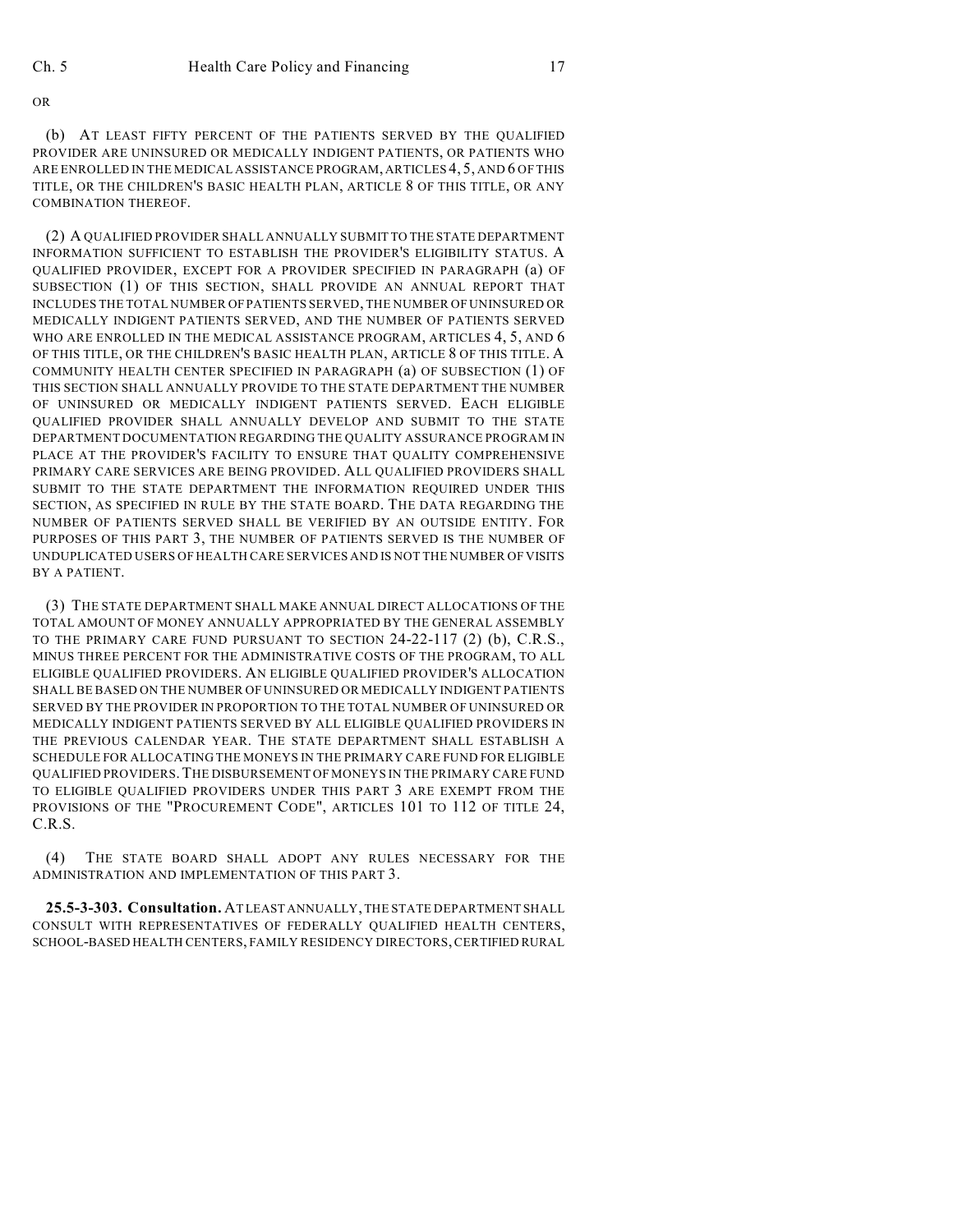OR

(b) AT LEAST FIFTY PERCENT OF THE PATIENTS SERVED BY THE QUALIFIED PROVIDER ARE UNINSURED OR MEDICALLY INDIGENT PATIENTS, OR PATIENTS WHO ARE ENROLLED IN THE MEDICAL ASSISTANCE PROGRAM, ARTICLES 4, 5, AND 6 OF THIS TITLE, OR THE CHILDREN'S BASIC HEALTH PLAN, ARTICLE 8 OF THIS TITLE, OR ANY COMBINATION THEREOF.

(2) A QUALIFIED PROVIDER SHALL ANNUALLY SUBMIT TO THE STATE DEPARTMENT INFORMATION SUFFICIENT TO ESTABLISH THE PROVIDER'S ELIGIBILITY STATUS. A QUALIFIED PROVIDER, EXCEPT FOR A PROVIDER SPECIFIED IN PARAGRAPH (a) OF SUBSECTION (1) OF THIS SECTION, SHALL PROVIDE AN ANNUAL REPORT THAT INCLUDES THE TOTAL NUMBER OF PATIENTS SERVED, THE NUMBER OF UNINSURED OR MEDICALLY INDIGENT PATIENTS SERVED, AND THE NUMBER OF PATIENTS SERVED WHO ARE ENROLLED IN THE MEDICAL ASSISTANCE PROGRAM, ARTICLES 4, 5, AND 6 OF THIS TITLE, OR THE CHILDREN'S BASIC HEALTH PLAN, ARTICLE 8 OF THIS TITLE. A COMMUNITY HEALTH CENTER SPECIFIED IN PARAGRAPH (a) OF SUBSECTION (1) OF THIS SECTION SHALL ANNUALLY PROVIDE TO THE STATE DEPARTMENT THE NUMBER OF UNINSURED OR MEDICALLY INDIGENT PATIENTS SERVED. EACH ELIGIBLE QUALIFIED PROVIDER SHALL ANNUALLY DEVELOP AND SUBMIT TO THE STATE DEPARTMENT DOCUMENTATION REGARDING THE QUALITY ASSURANCE PROGRAM IN PLACE AT THE PROVIDER'S FACILITY TO ENSURE THAT QUALITY COMPREHENSIVE PRIMARY CARE SERVICES ARE BEING PROVIDED. ALL QUALIFIED PROVIDERS SHALL SUBMIT TO THE STATE DEPARTMENT THE INFORMATION REQUIRED UNDER THIS SECTION, AS SPECIFIED IN RULE BY THE STATE BOARD. THE DATA REGARDING THE NUMBER OF PATIENTS SERVED SHALL BE VERIFIED BY AN OUTSIDE ENTITY. FOR PURPOSES OF THIS PART 3, THE NUMBER OF PATIENTS SERVED IS THE NUMBER OF UNDUPLICATED USERS OF HEALTH CARE SERVICES AND IS NOT THE NUMBER OF VISITS BY A PATIENT.

(3) THE STATE DEPARTMENT SHALL MAKE ANNUAL DIRECT ALLOCATIONS OF THE TOTAL AMOUNT OF MONEY ANNUALLY APPROPRIATED BY THE GENERAL ASSEMBLY TO THE PRIMARY CARE FUND PURSUANT TO SECTION 24-22-117 (2) (b), C.R.S., MINUS THREE PERCENT FOR THE ADMINISTRATIVE COSTS OF THE PROGRAM, TO ALL ELIGIBLE QUALIFIED PROVIDERS. AN ELIGIBLE QUALIFIED PROVIDER'S ALLOCATION SHALL BE BASED ON THE NUMBER OF UNINSURED OR MEDICALLY INDIGENT PATIENTS SERVED BY THE PROVIDER IN PROPORTION TO THE TOTAL NUMBER OF UNINSURED OR MEDICALLY INDIGENT PATIENTS SERVED BY ALL ELIGIBLE QUALIFIED PROVIDERS IN THE PREVIOUS CALENDAR YEAR. THE STATE DEPARTMENT SHALL ESTABLISH A SCHEDULE FOR ALLOCATING THE MONEYS IN THE PRIMARY CARE FUND FOR ELIGIBLE QUALIFIED PROVIDERS. THE DISBURSEMENT OF MONEYS IN THE PRIMARY CARE FUND TO ELIGIBLE QUALIFIED PROVIDERS UNDER THIS PART 3 ARE EXEMPT FROM THE PROVISIONS OF THE "PROCUREMENT CODE", ARTICLES 101 TO 112 OF TITLE 24, C.R.S.

(4) THE STATE BOARD SHALL ADOPT ANY RULES NECESSARY FOR THE ADMINISTRATION AND IMPLEMENTATION OF THIS PART 3.

**25.5-3-303. Consultation.** AT LEAST ANNUALLY, THE STATE DEPARTMENT SHALL CONSULT WITH REPRESENTATIVES OF FEDERALLY QUALIFIED HEALTH CENTERS, SCHOOL-BASED HEALTH CENTERS, FAMILY RESIDENCY DIRECTORS, CERTIFIED RURAL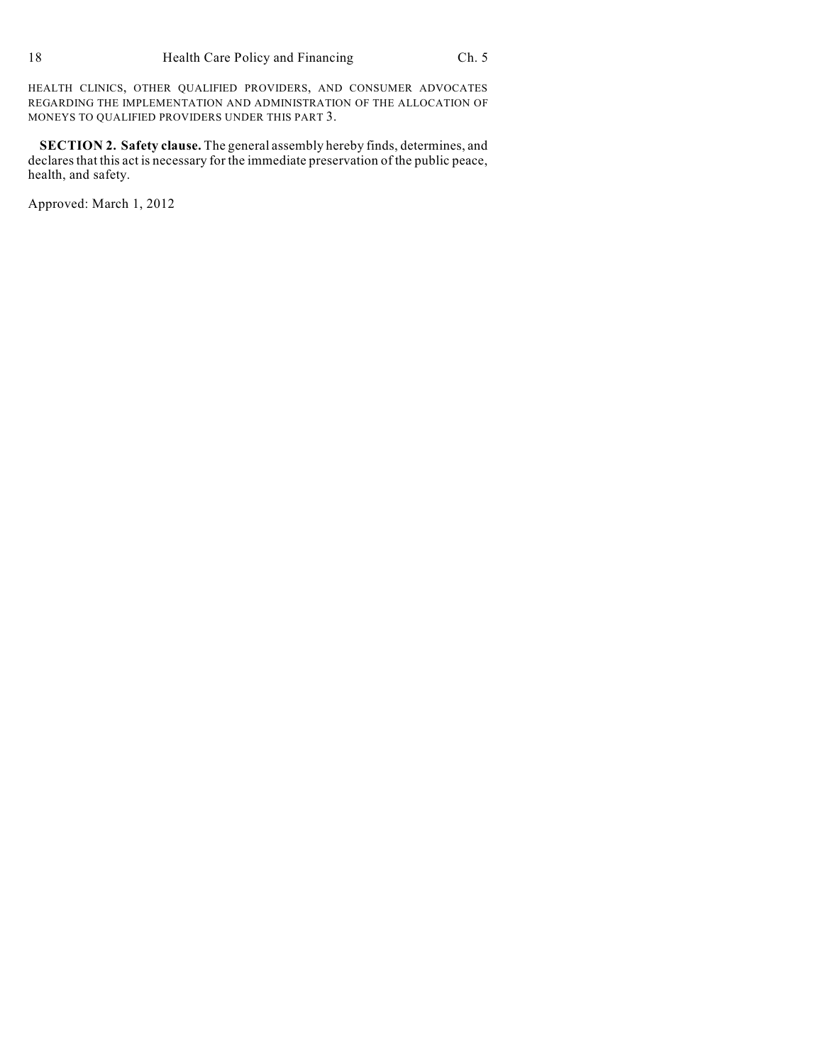HEALTH CLINICS, OTHER QUALIFIED PROVIDERS, AND CONSUMER ADVOCATES REGARDING THE IMPLEMENTATION AND ADMINISTRATION OF THE ALLOCATION OF MONEYS TO QUALIFIED PROVIDERS UNDER THIS PART 3.

**SECTION 2. Safety clause.** The general assembly hereby finds, determines, and declares that this act is necessary for the immediate preservation of the public peace, health, and safety.

Approved: March 1, 2012